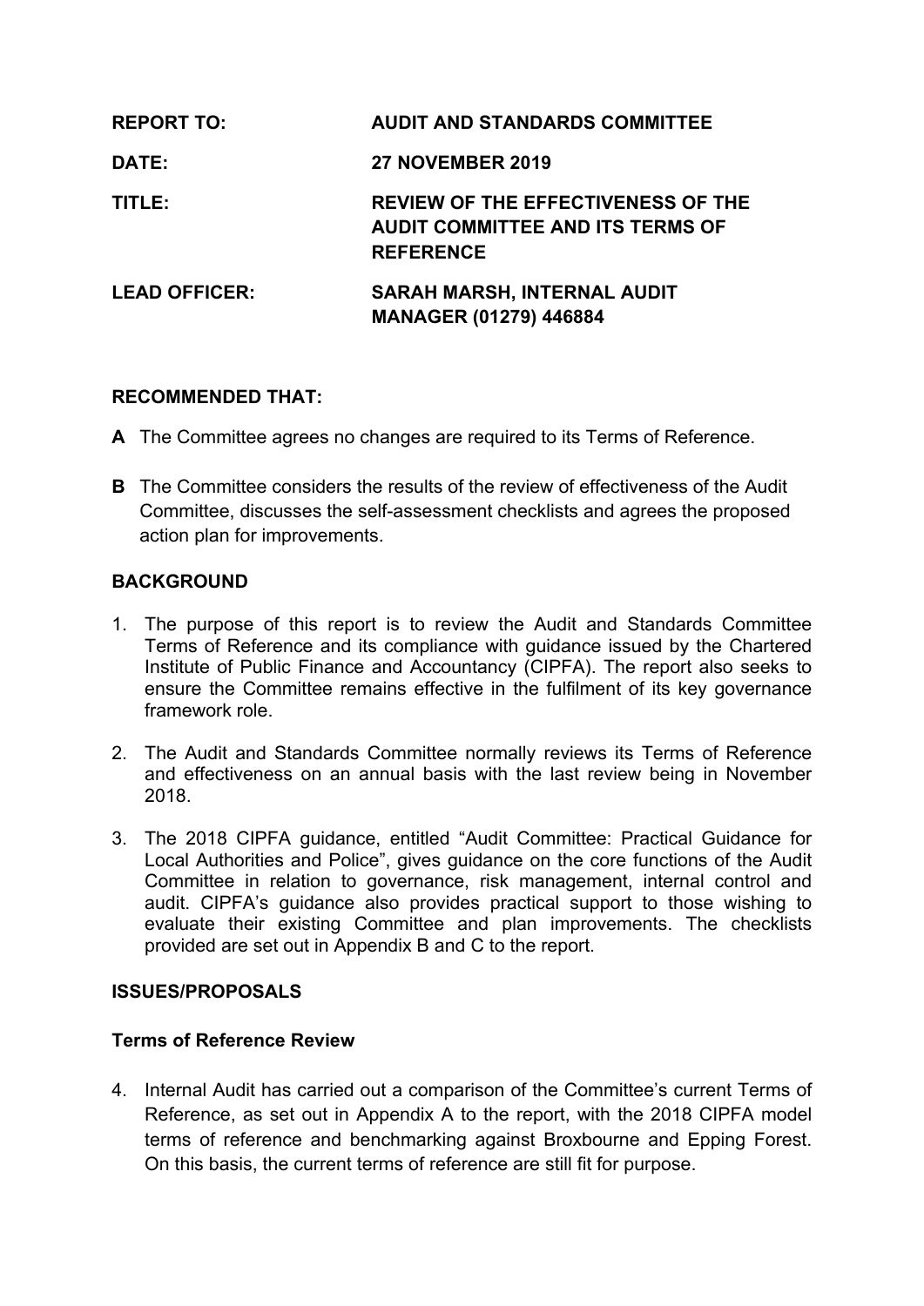| | |
|---|---|
| **REPORT TO:** | **AUDIT AND STANDARDS COMMITTEE** |
| **DATE:** | **27 NOVEMBER 2019** |
| **TITLE:** | **REVIEW OF THE EFFECTIVENESS OF THE AUDIT COMMITTEE AND ITS TERMS OF REFERENCE** |
| **LEAD OFFICER:** | **SARAH MARSH, INTERNAL AUDIT MANAGER (01279) 446884** |

## RECOMMENDED THAT:

**A** The Committee agrees no changes are required to its Terms of Reference.

**B** The Committee considers the results of the review of effectiveness of the Audit Committee, discusses the self-assessment checklists and agrees the proposed action plan for improvements.

## BACKGROUND

1. The purpose of this report is to review the Audit and Standards Committee Terms of Reference and its compliance with guidance issued by the Chartered Institute of Public Finance and Accountancy (CIPFA). The report also seeks to ensure the Committee remains effective in the fulfilment of its key governance framework role.

2. The Audit and Standards Committee normally reviews its Terms of Reference and effectiveness on an annual basis with the last review being in November 2018.

3. The 2018 CIPFA guidance, entitled "Audit Committee: Practical Guidance for Local Authorities and Police", gives guidance on the core functions of the Audit Committee in relation to governance, risk management, internal control and audit. CIPFA's guidance also provides practical support to those wishing to evaluate their existing Committee and plan improvements. The checklists provided are set out in Appendix B and C to the report.

## ISSUES/PROPOSALS

### Terms of Reference Review

4. Internal Audit has carried out a comparison of the Committee's current Terms of Reference, as set out in Appendix A to the report, with the 2018 CIPFA model terms of reference and benchmarking against Broxbourne and Epping Forest. On this basis, the current terms of reference are still fit for purpose.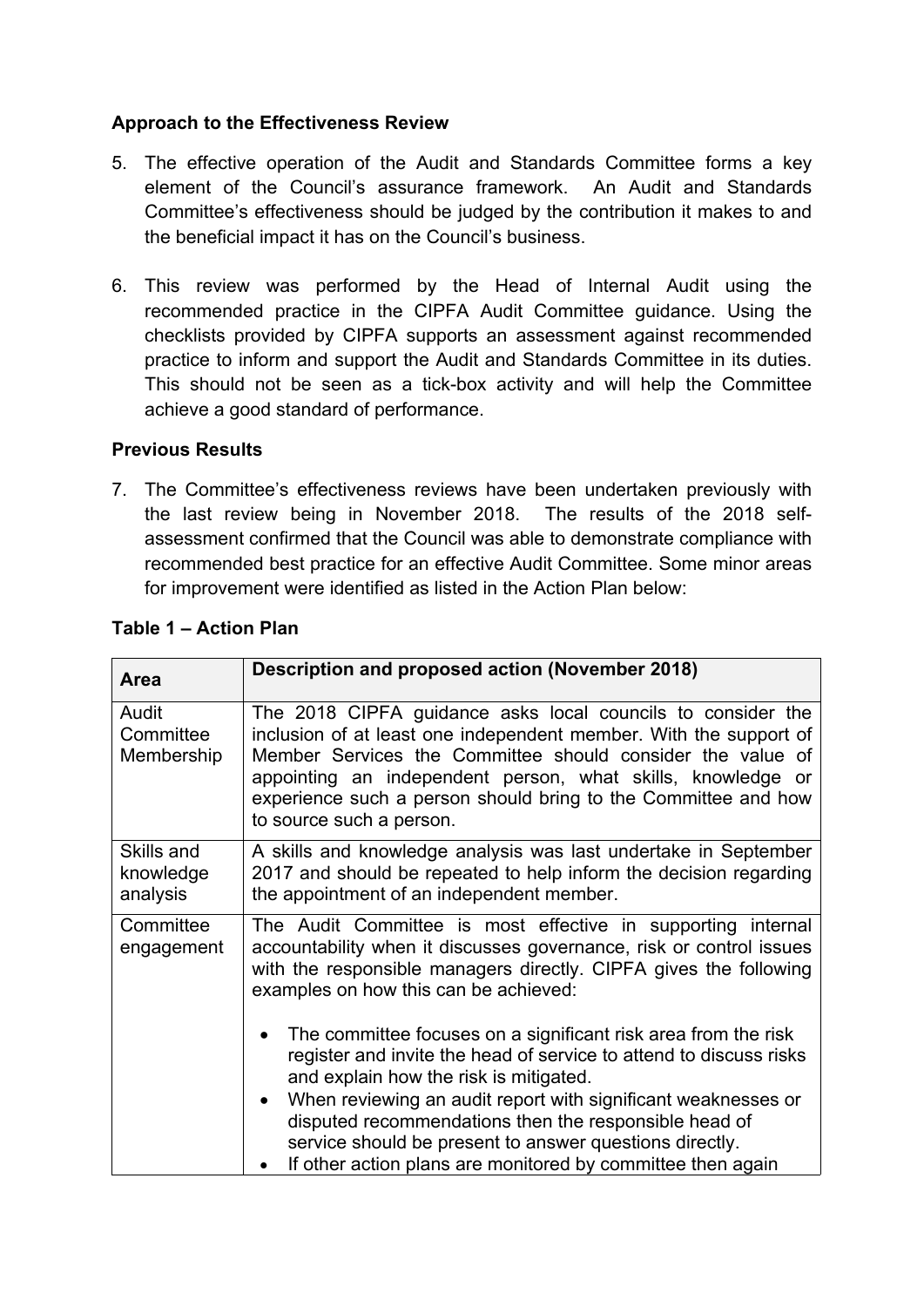**Approach to the Effectiveness Review**

5. The effective operation of the Audit and Standards Committee forms a key element of the Council's assurance framework. An Audit and Standards Committee's effectiveness should be judged by the contribution it makes to and the beneficial impact it has on the Council's business.

6. This review was performed by the Head of Internal Audit using the recommended practice in the CIPFA Audit Committee guidance. Using the checklists provided by CIPFA supports an assessment against recommended practice to inform and support the Audit and Standards Committee in its duties. This should not be seen as a tick-box activity and will help the Committee achieve a good standard of performance.

**Previous Results**

7. The Committee's effectiveness reviews have been undertaken previously with the last review being in November 2018. The results of the 2018 self-assessment confirmed that the Council was able to demonstrate compliance with recommended best practice for an effective Audit Committee. Some minor areas for improvement were identified as listed in the Action Plan below:

**Table 1 – Action Plan**

| Area | Description and proposed action (November 2018) |
|---|---|
| Audit Committee Membership | The 2018 CIPFA guidance asks local councils to consider the inclusion of at least one independent member. With the support of Member Services the Committee should consider the value of appointing an independent person, what skills, knowledge or experience such a person should bring to the Committee and how to source such a person. |
| Skills and knowledge analysis | A skills and knowledge analysis was last undertake in September 2017 and should be repeated to help inform the decision regarding the appointment of an independent member. |
| Committee engagement | The Audit Committee is most effective in supporting internal accountability when it discusses governance, risk or control issues with the responsible managers directly. CIPFA gives the following examples on how this can be achieved:<br><br>• The committee focuses on a significant risk area from the risk register and invite the head of service to attend to discuss risks and explain how the risk is mitigated.<br>• When reviewing an audit report with significant weaknesses or disputed recommendations then the responsible head of service should be present to answer questions directly.<br>• If other action plans are monitored by committee then again |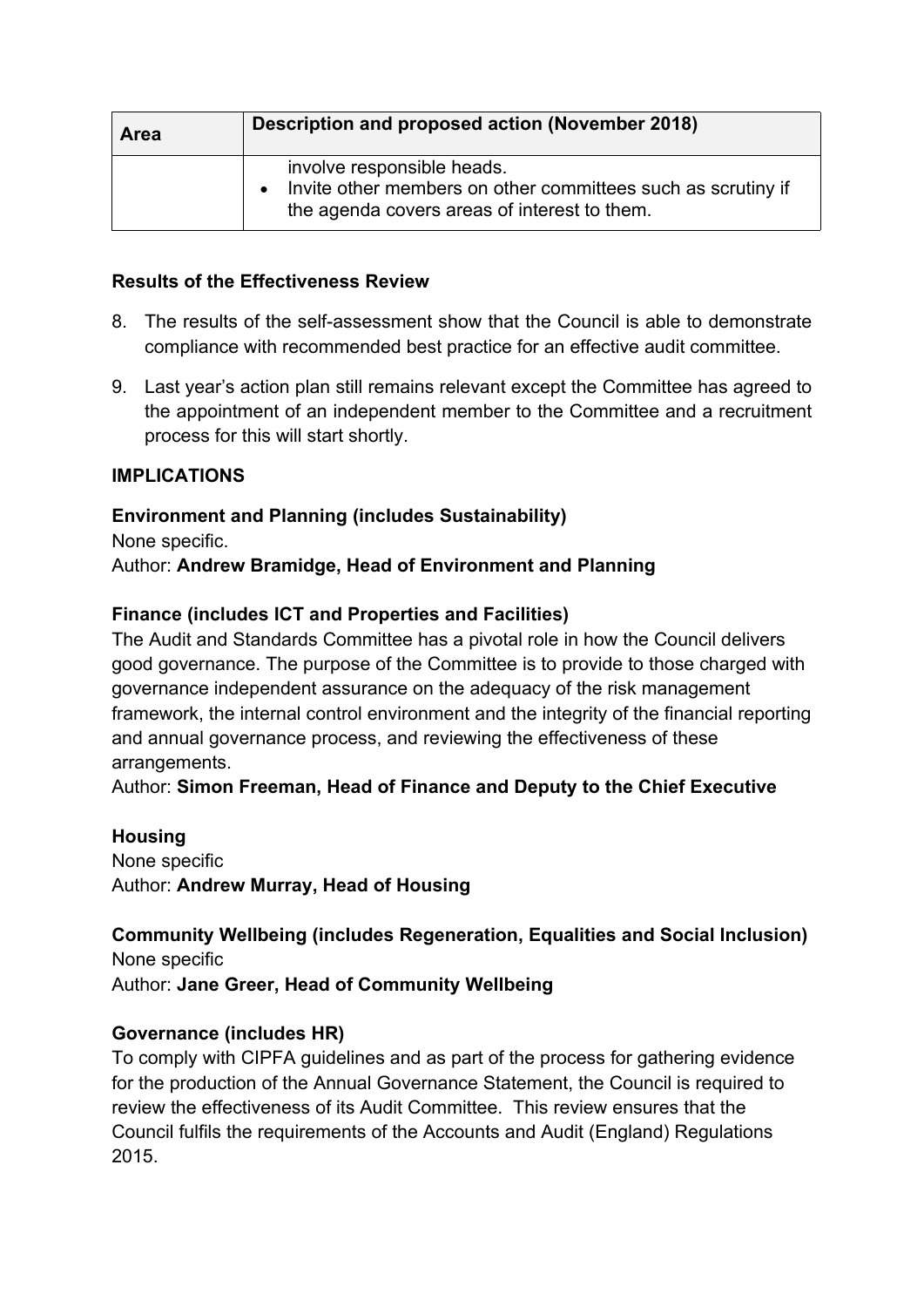| Area | Description and proposed action (November 2018) |
| --- | --- |
| | involve responsible heads.<br>• Invite other members on other committees such as scrutiny if the agenda covers areas of interest to them. |

**Results of the Effectiveness Review**

8. The results of the self-assessment show that the Council is able to demonstrate compliance with recommended best practice for an effective audit committee.

9. Last year's action plan still remains relevant except the Committee has agreed to the appointment of an independent member to the Committee and a recruitment process for this will start shortly.

**IMPLICATIONS**

**Environment and Planning (includes Sustainability)**
None specific.
Author: **Andrew Bramidge, Head of Environment and Planning**

**Finance (includes ICT and Properties and Facilities)**
The Audit and Standards Committee has a pivotal role in how the Council delivers good governance. The purpose of the Committee is to provide to those charged with governance independent assurance on the adequacy of the risk management framework, the internal control environment and the integrity of the financial reporting and annual governance process, and reviewing the effectiveness of these arrangements.
Author: **Simon Freeman, Head of Finance and Deputy to the Chief Executive**

**Housing**
None specific
Author: **Andrew Murray, Head of Housing**

**Community Wellbeing (includes Regeneration, Equalities and Social Inclusion)**
None specific
Author: **Jane Greer, Head of Community Wellbeing**

**Governance (includes HR)**
To comply with CIPFA guidelines and as part of the process for gathering evidence for the production of the Annual Governance Statement, the Council is required to review the effectiveness of its Audit Committee. This review ensures that the Council fulfils the requirements of the Accounts and Audit (England) Regulations 2015.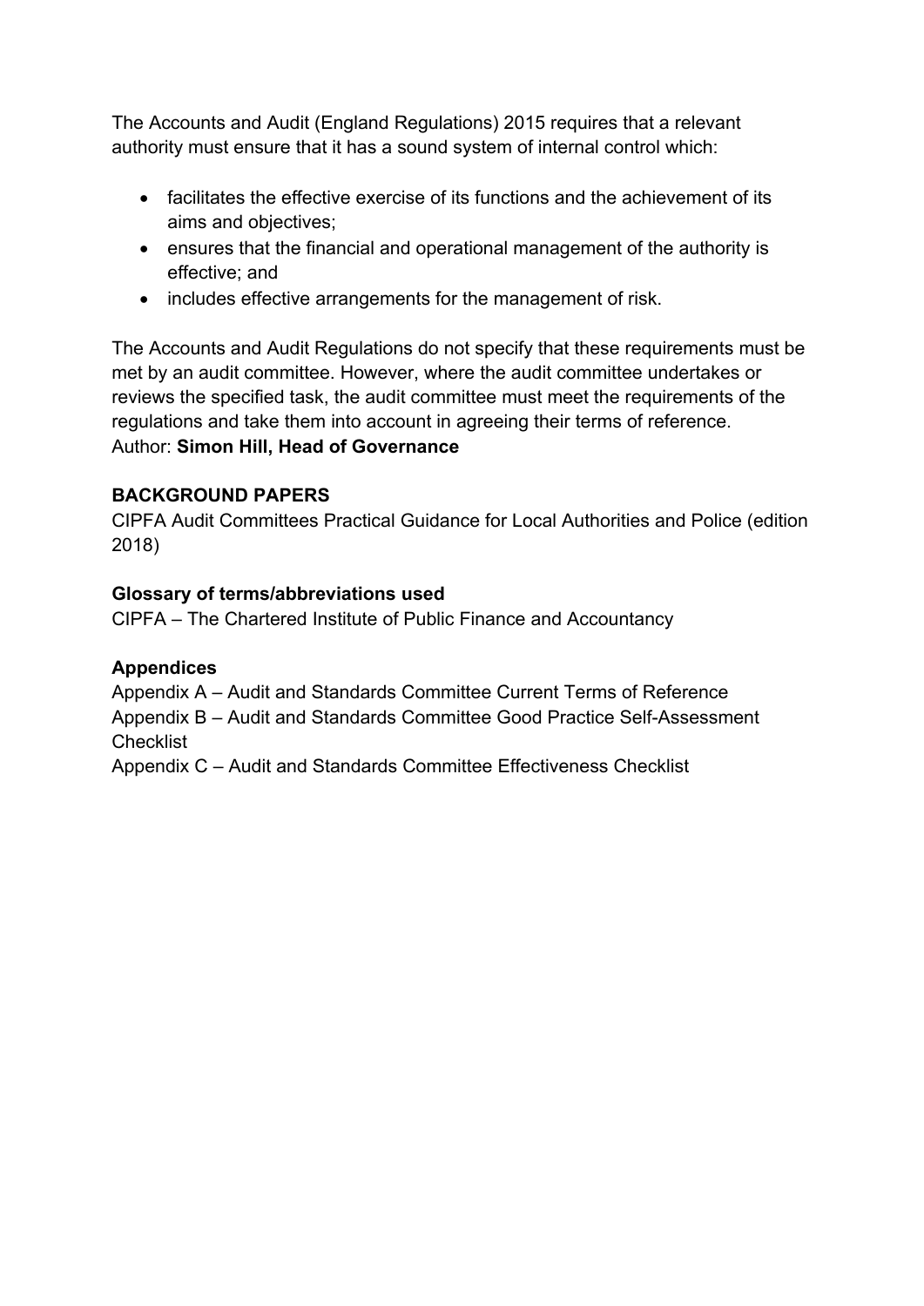The Accounts and Audit (England Regulations) 2015 requires that a relevant authority must ensure that it has a sound system of internal control which:

- facilitates the effective exercise of its functions and the achievement of its aims and objectives;
- ensures that the financial and operational management of the authority is effective; and
- includes effective arrangements for the management of risk.

The Accounts and Audit Regulations do not specify that these requirements must be met by an audit committee. However, where the audit committee undertakes or reviews the specified task, the audit committee must meet the requirements of the regulations and take them into account in agreeing their terms of reference.
Author: **Simon Hill, Head of Governance**

**BACKGROUND PAPERS**
CIPFA Audit Committees Practical Guidance for Local Authorities and Police (edition 2018)

**Glossary of terms/abbreviations used**
CIPFA – The Chartered Institute of Public Finance and Accountancy

**Appendices**
Appendix A – Audit and Standards Committee Current Terms of Reference
Appendix B – Audit and Standards Committee Good Practice Self-Assessment Checklist
Appendix C – Audit and Standards Committee Effectiveness Checklist